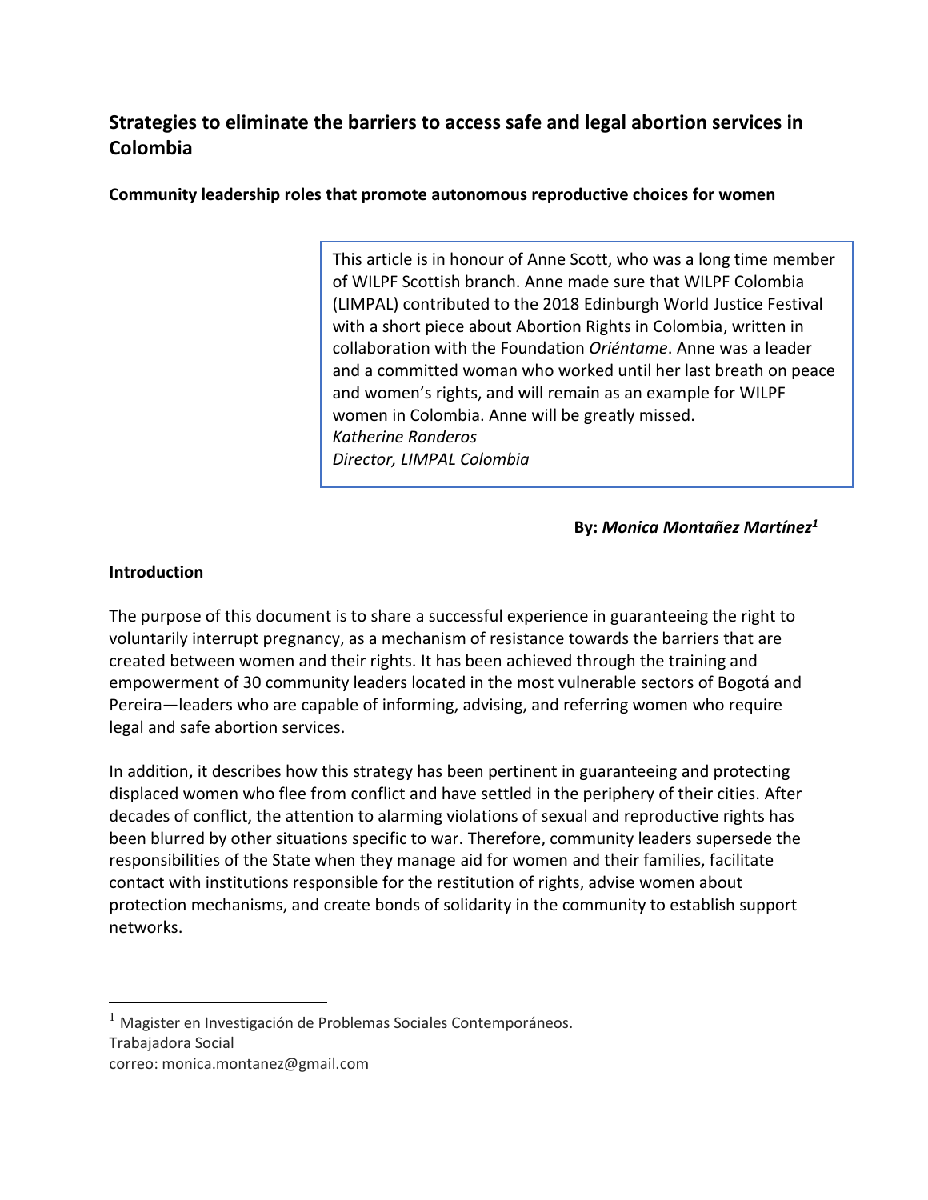## Strategies to eliminate the barriers to access safe and legal abortion services in Colombia

**Community leadership roles that promote autonomous reproductive choices for women**

> This article is in honour of Anne Scott, who was a long time member of WILPF Scottish branch. Anne made sure that WILPF Colombia (LIMPAL) contributed to the 2018 Edinburgh World Justice Festival with a short piece about Abortion Rights in Colombia, written in collaboration with the Foundation *Oriéntame*. Anne was a leader and a committed woman who worked until her last breath on peace and women's rights, and will remain as an example for WILPF women in Colombia. Anne will be greatly missed.
> *Katherine Ronderos*
> *Director, LIMPAL Colombia*

**By: *Monica Montañez Martínez*[1]**

### Introduction

The purpose of this document is to share a successful experience in guaranteeing the right to voluntarily interrupt pregnancy, as a mechanism of resistance towards the barriers that are created between women and their rights. It has been achieved through the training and empowerment of 30 community leaders located in the most vulnerable sectors of Bogotá and Pereira—leaders who are capable of informing, advising, and referring women who require legal and safe abortion services.

In addition, it describes how this strategy has been pertinent in guaranteeing and protecting displaced women who flee from conflict and have settled in the periphery of their cities. After decades of conflict, the attention to alarming violations of sexual and reproductive rights has been blurred by other situations specific to war. Therefore, community leaders supersede the responsibilities of the State when they manage aid for women and their families, facilitate contact with institutions responsible for the restitution of rights, advise women about protection mechanisms, and create bonds of solidarity in the community to establish support networks.

---

[1] Magister en Investigación de Problemas Sociales Contemporáneos.
Trabajadora Social
correo: monica.montanez@gmail.com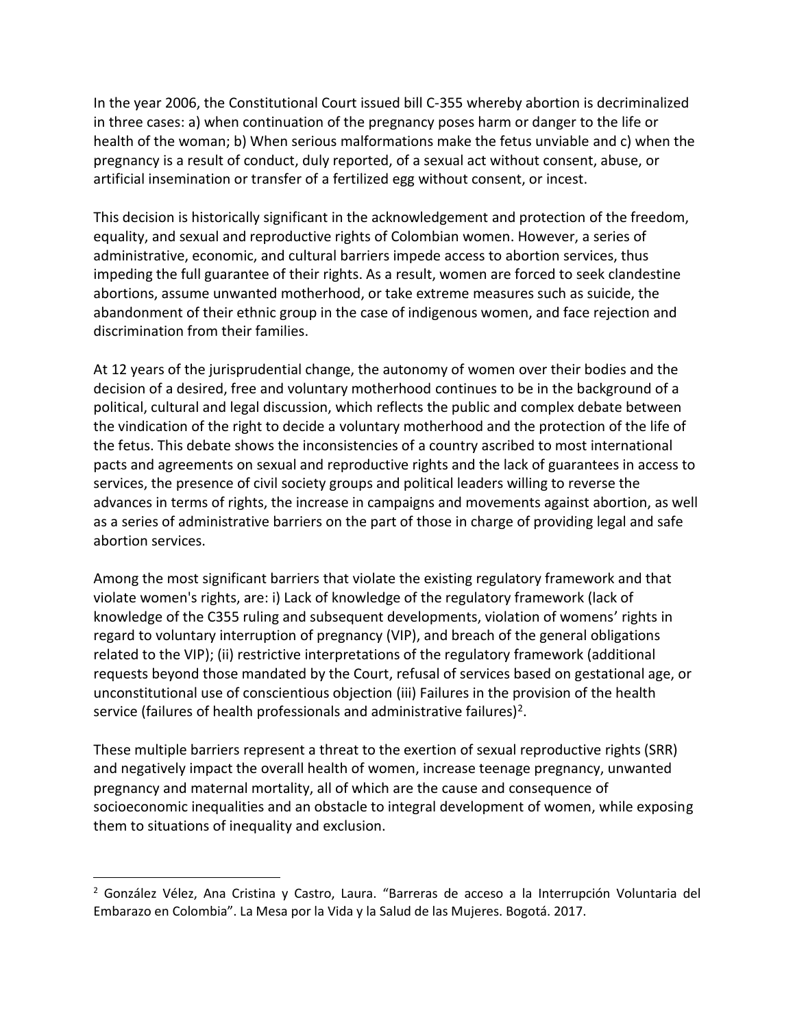In the year 2006, the Constitutional Court issued bill C-355 whereby abortion is decriminalized in three cases: a) when continuation of the pregnancy poses harm or danger to the life or health of the woman; b) When serious malformations make the fetus unviable and c) when the pregnancy is a result of conduct, duly reported, of a sexual act without consent, abuse, or artificial insemination or transfer of a fertilized egg without consent, or incest.

This decision is historically significant in the acknowledgement and protection of the freedom, equality, and sexual and reproductive rights of Colombian women. However, a series of administrative, economic, and cultural barriers impede access to abortion services, thus impeding the full guarantee of their rights. As a result, women are forced to seek clandestine abortions, assume unwanted motherhood, or take extreme measures such as suicide, the abandonment of their ethnic group in the case of indigenous women, and face rejection and discrimination from their families.

At 12 years of the jurisprudential change, the autonomy of women over their bodies and the decision of a desired, free and voluntary motherhood continues to be in the background of a political, cultural and legal discussion, which reflects the public and complex debate between the vindication of the right to decide a voluntary motherhood and the protection of the life of the fetus. This debate shows the inconsistencies of a country ascribed to most international pacts and agreements on sexual and reproductive rights and the lack of guarantees in access to services, the presence of civil society groups and political leaders willing to reverse the advances in terms of rights, the increase in campaigns and movements against abortion, as well as a series of administrative barriers on the part of those in charge of providing legal and safe abortion services.

Among the most significant barriers that violate the existing regulatory framework and that violate women's rights, are: i) Lack of knowledge of the regulatory framework (lack of knowledge of the C355 ruling and subsequent developments, violation of womens' rights in regard to voluntary interruption of pregnancy (VIP), and breach of the general obligations related to the VIP); (ii) restrictive interpretations of the regulatory framework (additional requests beyond those mandated by the Court, refusal of services based on gestational age, or unconstitutional use of conscientious objection (iii) Failures in the provision of the health service (failures of health professionals and administrative failures)[2].

These multiple barriers represent a threat to the exertion of sexual reproductive rights (SRR) and negatively impact the overall health of women, increase teenage pregnancy, unwanted pregnancy and maternal mortality, all of which are the cause and consequence of socioeconomic inequalities and an obstacle to integral development of women, while exposing them to situations of inequality and exclusion.

---

[2] González Vélez, Ana Cristina y Castro, Laura. "Barreras de acceso a la Interrupción Voluntaria del Embarazo en Colombia". La Mesa por la Vida y la Salud de las Mujeres. Bogotá. 2017.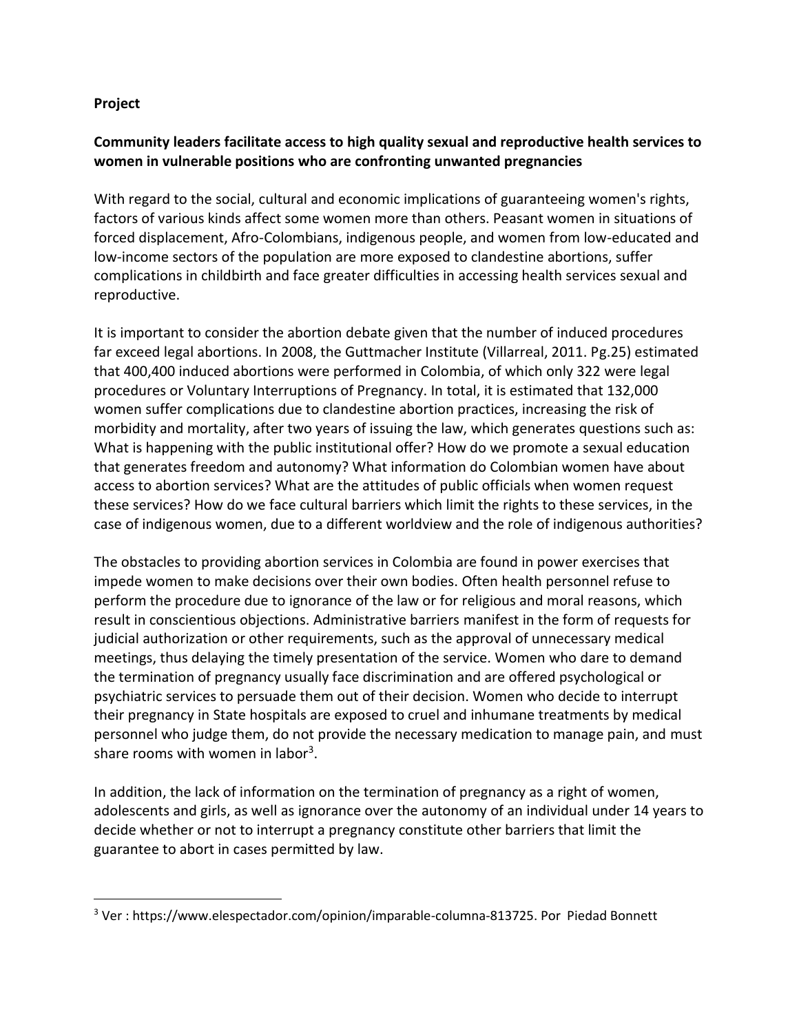**Project**

**Community leaders facilitate access to high quality sexual and reproductive health services to women in vulnerable positions who are confronting unwanted pregnancies**

With regard to the social, cultural and economic implications of guaranteeing women's rights, factors of various kinds affect some women more than others. Peasant women in situations of forced displacement, Afro-Colombians, indigenous people, and women from low-educated and low-income sectors of the population are more exposed to clandestine abortions, suffer complications in childbirth and face greater difficulties in accessing health services sexual and reproductive.

It is important to consider the abortion debate given that the number of induced procedures far exceed legal abortions. In 2008, the Guttmacher Institute (Villarreal, 2011. Pg.25) estimated that 400,400 induced abortions were performed in Colombia, of which only 322 were legal procedures or Voluntary Interruptions of Pregnancy. In total, it is estimated that 132,000 women suffer complications due to clandestine abortion practices, increasing the risk of morbidity and mortality, after two years of issuing the law, which generates questions such as: What is happening with the public institutional offer? How do we promote a sexual education that generates freedom and autonomy? What information do Colombian women have about access to abortion services? What are the attitudes of public officials when women request these services? How do we face cultural barriers which limit the rights to these services, in the case of indigenous women, due to a different worldview and the role of indigenous authorities?

The obstacles to providing abortion services in Colombia are found in power exercises that impede women to make decisions over their own bodies. Often health personnel refuse to perform the procedure due to ignorance of the law or for religious and moral reasons, which result in conscientious objections. Administrative barriers manifest in the form of requests for judicial authorization or other requirements, such as the approval of unnecessary medical meetings, thus delaying the timely presentation of the service. Women who dare to demand the termination of pregnancy usually face discrimination and are offered psychological or psychiatric services to persuade them out of their decision. Women who decide to interrupt their pregnancy in State hospitals are exposed to cruel and inhumane treatments by medical personnel who judge them, do not provide the necessary medication to manage pain, and must share rooms with women in labor[3].

In addition, the lack of information on the termination of pregnancy as a right of women, adolescents and girls, as well as ignorance over the autonomy of an individual under 14 years to decide whether or not to interrupt a pregnancy constitute other barriers that limit the guarantee to abort in cases permitted by law.

---

[3] Ver : https://www.elespectador.com/opinion/imparable-columna-813725. Por Piedad Bonnett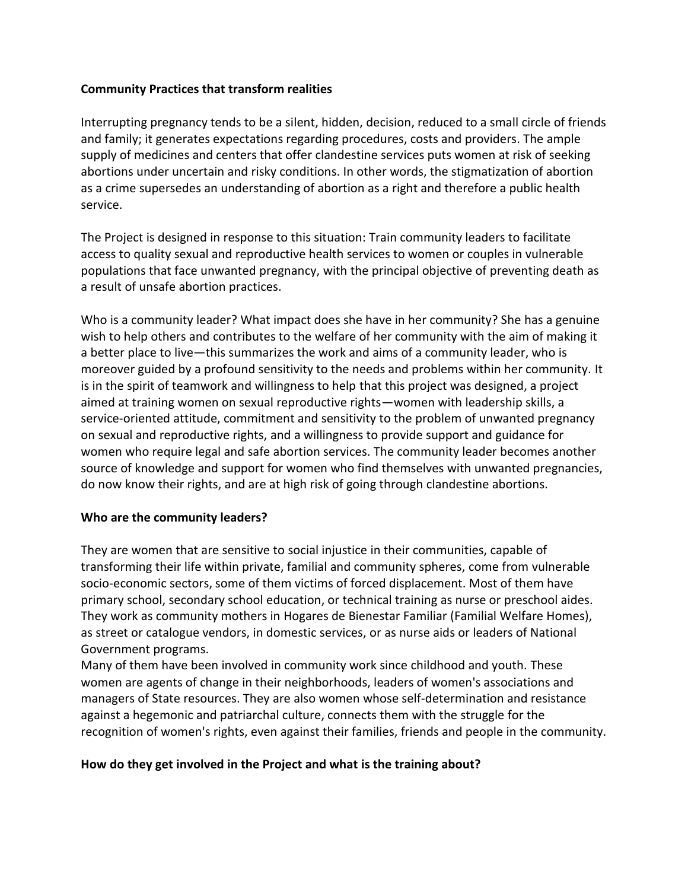**Community Practices that transform realities**

Interrupting pregnancy tends to be a silent, hidden, decision, reduced to a small circle of friends and family; it generates expectations regarding procedures, costs and providers. The ample supply of medicines and centers that offer clandestine services puts women at risk of seeking abortions under uncertain and risky conditions. In other words, the stigmatization of abortion as a crime supersedes an understanding of abortion as a right and therefore a public health service.

The Project is designed in response to this situation: Train community leaders to facilitate access to quality sexual and reproductive health services to women or couples in vulnerable populations that face unwanted pregnancy, with the principal objective of preventing death as a result of unsafe abortion practices.

Who is a community leader? What impact does she have in her community? She has a genuine wish to help others and contributes to the welfare of her community with the aim of making it a better place to live—this summarizes the work and aims of a community leader, who is moreover guided by a profound sensitivity to the needs and problems within her community. It is in the spirit of teamwork and willingness to help that this project was designed, a project aimed at training women on sexual reproductive rights—women with leadership skills, a service-oriented attitude, commitment and sensitivity to the problem of unwanted pregnancy on sexual and reproductive rights, and a willingness to provide support and guidance for women who require legal and safe abortion services. The community leader becomes another source of knowledge and support for women who find themselves with unwanted pregnancies, do now know their rights, and are at high risk of going through clandestine abortions.

**Who are the community leaders?**

They are women that are sensitive to social injustice in their communities, capable of transforming their life within private, familial and community spheres, come from vulnerable socio-economic sectors, some of them victims of forced displacement. Most of them have primary school, secondary school education, or technical training as nurse or preschool aides. They work as community mothers in Hogares de Bienestar Familiar (Familial Welfare Homes), as street or catalogue vendors, in domestic services, or as nurse aids or leaders of National Government programs.

Many of them have been involved in community work since childhood and youth. These women are agents of change in their neighborhoods, leaders of women's associations and managers of State resources. They are also women whose self-determination and resistance against a hegemonic and patriarchal culture, connects them with the struggle for the recognition of women's rights, even against their families, friends and people in the community.

**How do they get involved in the Project and what is the training about?**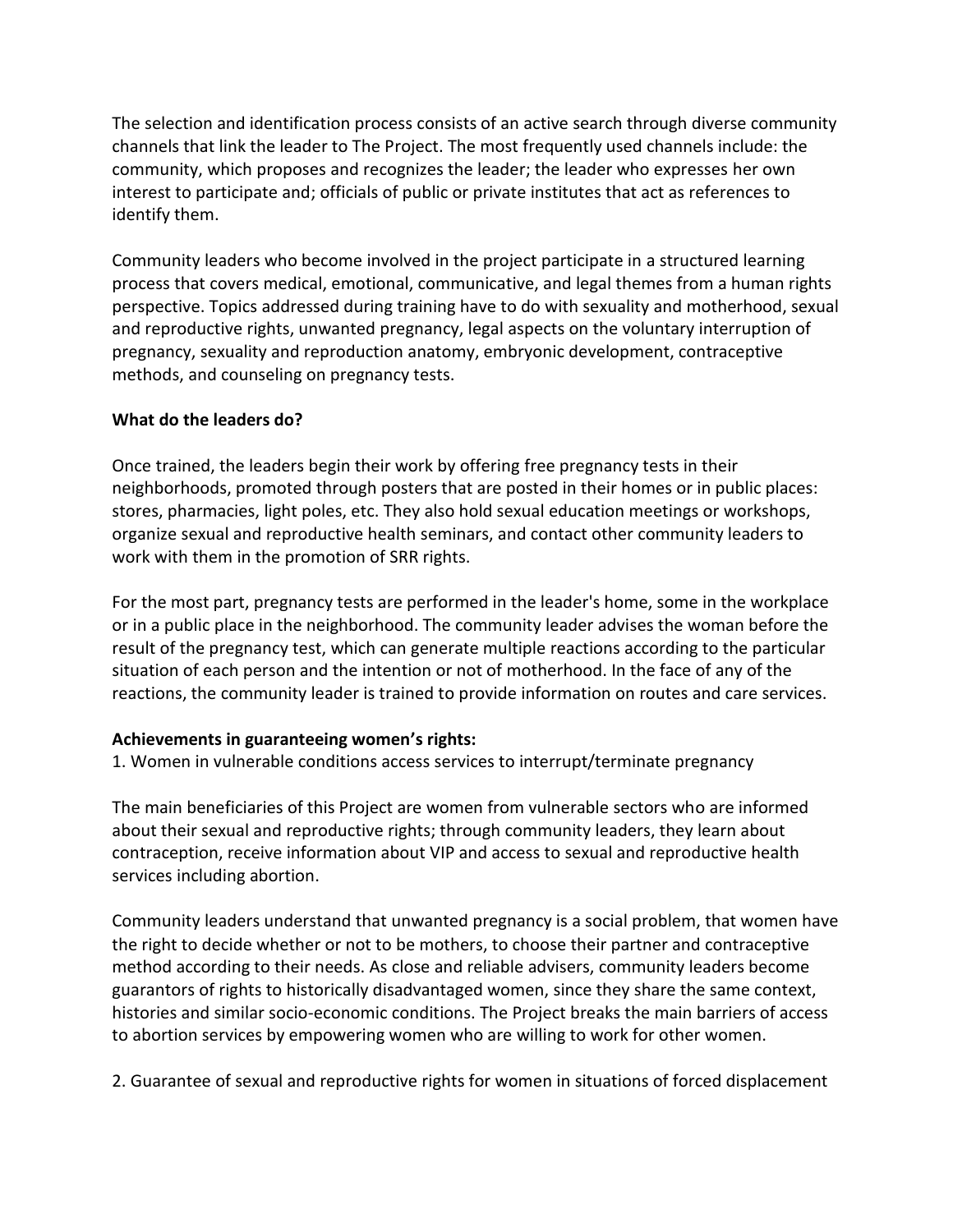The selection and identification process consists of an active search through diverse community channels that link the leader to The Project. The most frequently used channels include: the community, which proposes and recognizes the leader; the leader who expresses her own interest to participate and; officials of public or private institutes that act as references to identify them.

Community leaders who become involved in the project participate in a structured learning process that covers medical, emotional, communicative, and legal themes from a human rights perspective. Topics addressed during training have to do with sexuality and motherhood, sexual and reproductive rights, unwanted pregnancy, legal aspects on the voluntary interruption of pregnancy, sexuality and reproduction anatomy, embryonic development, contraceptive methods, and counseling on pregnancy tests.

**What do the leaders do?**

Once trained, the leaders begin their work by offering free pregnancy tests in their neighborhoods, promoted through posters that are posted in their homes or in public places: stores, pharmacies, light poles, etc. They also hold sexual education meetings or workshops, organize sexual and reproductive health seminars, and contact other community leaders to work with them in the promotion of SRR rights.

For the most part, pregnancy tests are performed in the leader's home, some in the workplace or in a public place in the neighborhood. The community leader advises the woman before the result of the pregnancy test, which can generate multiple reactions according to the particular situation of each person and the intention or not of motherhood. In the face of any of the reactions, the community leader is trained to provide information on routes and care services.

**Achievements in guaranteeing women's rights:**

1. Women in vulnerable conditions access services to interrupt/terminate pregnancy

The main beneficiaries of this Project are women from vulnerable sectors who are informed about their sexual and reproductive rights; through community leaders, they learn about contraception, receive information about VIP and access to sexual and reproductive health services including abortion.

Community leaders understand that unwanted pregnancy is a social problem, that women have the right to decide whether or not to be mothers, to choose their partner and contraceptive method according to their needs. As close and reliable advisers, community leaders become guarantors of rights to historically disadvantaged women, since they share the same context, histories and similar socio-economic conditions. The Project breaks the main barriers of access to abortion services by empowering women who are willing to work for other women.

2. Guarantee of sexual and reproductive rights for women in situations of forced displacement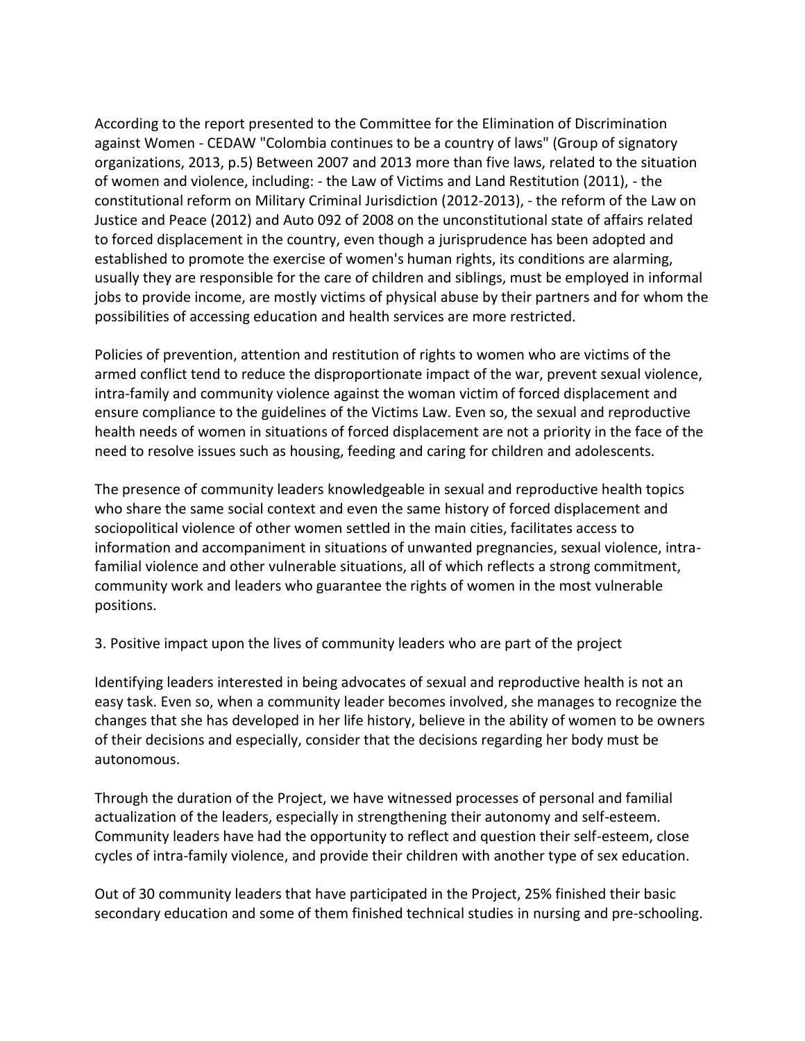According to the report presented to the Committee for the Elimination of Discrimination against Women - CEDAW "Colombia continues to be a country of laws" (Group of signatory organizations, 2013, p.5) Between 2007 and 2013 more than five laws, related to the situation of women and violence, including: - the Law of Victims and Land Restitution (2011), - the constitutional reform on Military Criminal Jurisdiction (2012-2013), - the reform of the Law on Justice and Peace (2012) and Auto 092 of 2008 on the unconstitutional state of affairs related to forced displacement in the country, even though a jurisprudence has been adopted and established to promote the exercise of women's human rights, its conditions are alarming, usually they are responsible for the care of children and siblings, must be employed in informal jobs to provide income, are mostly victims of physical abuse by their partners and for whom the possibilities of accessing education and health services are more restricted.

Policies of prevention, attention and restitution of rights to women who are victims of the armed conflict tend to reduce the disproportionate impact of the war, prevent sexual violence, intra-family and community violence against the woman victim of forced displacement and ensure compliance to the guidelines of the Victims Law. Even so, the sexual and reproductive health needs of women in situations of forced displacement are not a priority in the face of the need to resolve issues such as housing, feeding and caring for children and adolescents.

The presence of community leaders knowledgeable in sexual and reproductive health topics who share the same social context and even the same history of forced displacement and sociopolitical violence of other women settled in the main cities, facilitates access to information and accompaniment in situations of unwanted pregnancies, sexual violence, intra-familial violence and other vulnerable situations, all of which reflects a strong commitment, community work and leaders who guarantee the rights of women in the most vulnerable positions.

3. Positive impact upon the lives of community leaders who are part of the project

Identifying leaders interested in being advocates of sexual and reproductive health is not an easy task. Even so, when a community leader becomes involved, she manages to recognize the changes that she has developed in her life history, believe in the ability of women to be owners of their decisions and especially, consider that the decisions regarding her body must be autonomous.

Through the duration of the Project, we have witnessed processes of personal and familial actualization of the leaders, especially in strengthening their autonomy and self-esteem. Community leaders have had the opportunity to reflect and question their self-esteem, close cycles of intra-family violence, and provide their children with another type of sex education.

Out of 30 community leaders that have participated in the Project, 25% finished their basic secondary education and some of them finished technical studies in nursing and pre-schooling.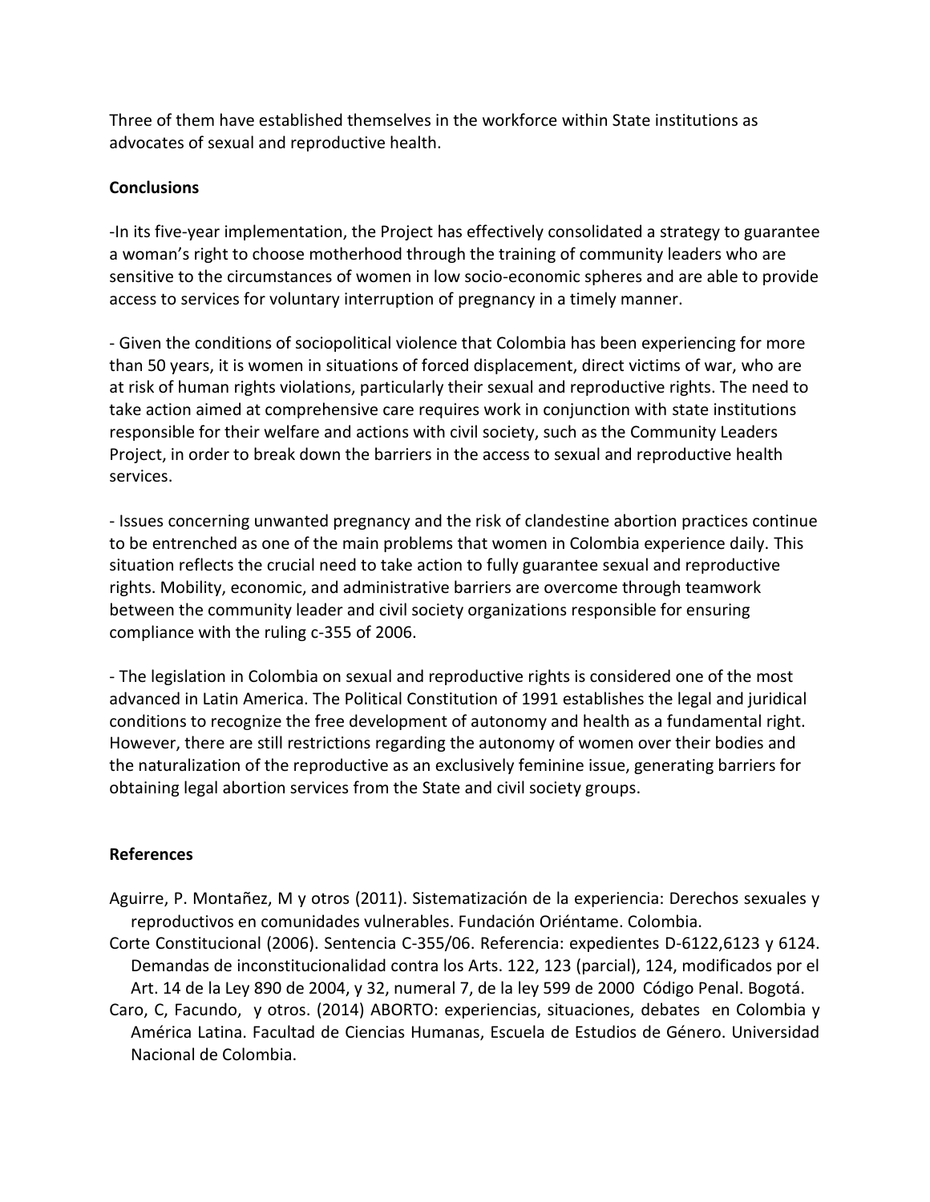Three of them have established themselves in the workforce within State institutions as advocates of sexual and reproductive health.

**Conclusions**

-In its five-year implementation, the Project has effectively consolidated a strategy to guarantee a woman's right to choose motherhood through the training of community leaders who are sensitive to the circumstances of women in low socio-economic spheres and are able to provide access to services for voluntary interruption of pregnancy in a timely manner.

- Given the conditions of sociopolitical violence that Colombia has been experiencing for more than 50 years, it is women in situations of forced displacement, direct victims of war, who are at risk of human rights violations, particularly their sexual and reproductive rights. The need to take action aimed at comprehensive care requires work in conjunction with state institutions responsible for their welfare and actions with civil society, such as the Community Leaders Project, in order to break down the barriers in the access to sexual and reproductive health services.

- Issues concerning unwanted pregnancy and the risk of clandestine abortion practices continue to be entrenched as one of the main problems that women in Colombia experience daily. This situation reflects the crucial need to take action to fully guarantee sexual and reproductive rights. Mobility, economic, and administrative barriers are overcome through teamwork between the community leader and civil society organizations responsible for ensuring compliance with the ruling c-355 of 2006.

- The legislation in Colombia on sexual and reproductive rights is considered one of the most advanced in Latin America. The Political Constitution of 1991 establishes the legal and juridical conditions to recognize the free development of autonomy and health as a fundamental right. However, there are still restrictions regarding the autonomy of women over their bodies and the naturalization of the reproductive as an exclusively feminine issue, generating barriers for obtaining legal abortion services from the State and civil society groups.

**References**

Aguirre, P. Montañez, M y otros (2011). Sistematización de la experiencia: Derechos sexuales y reproductivos en comunidades vulnerables. Fundación Oriéntame. Colombia.

Corte Constitucional (2006). Sentencia C-355/06. Referencia: expedientes D-6122,6123 y 6124. Demandas de inconstitucionalidad contra los Arts. 122, 123 (parcial), 124, modificados por el Art. 14 de la Ley 890 de 2004, y 32, numeral 7, de la ley 599 de 2000 Código Penal. Bogotá.

Caro, C, Facundo, y otros. (2014) ABORTO: experiencias, situaciones, debates en Colombia y América Latina. Facultad de Ciencias Humanas, Escuela de Estudios de Género. Universidad Nacional de Colombia.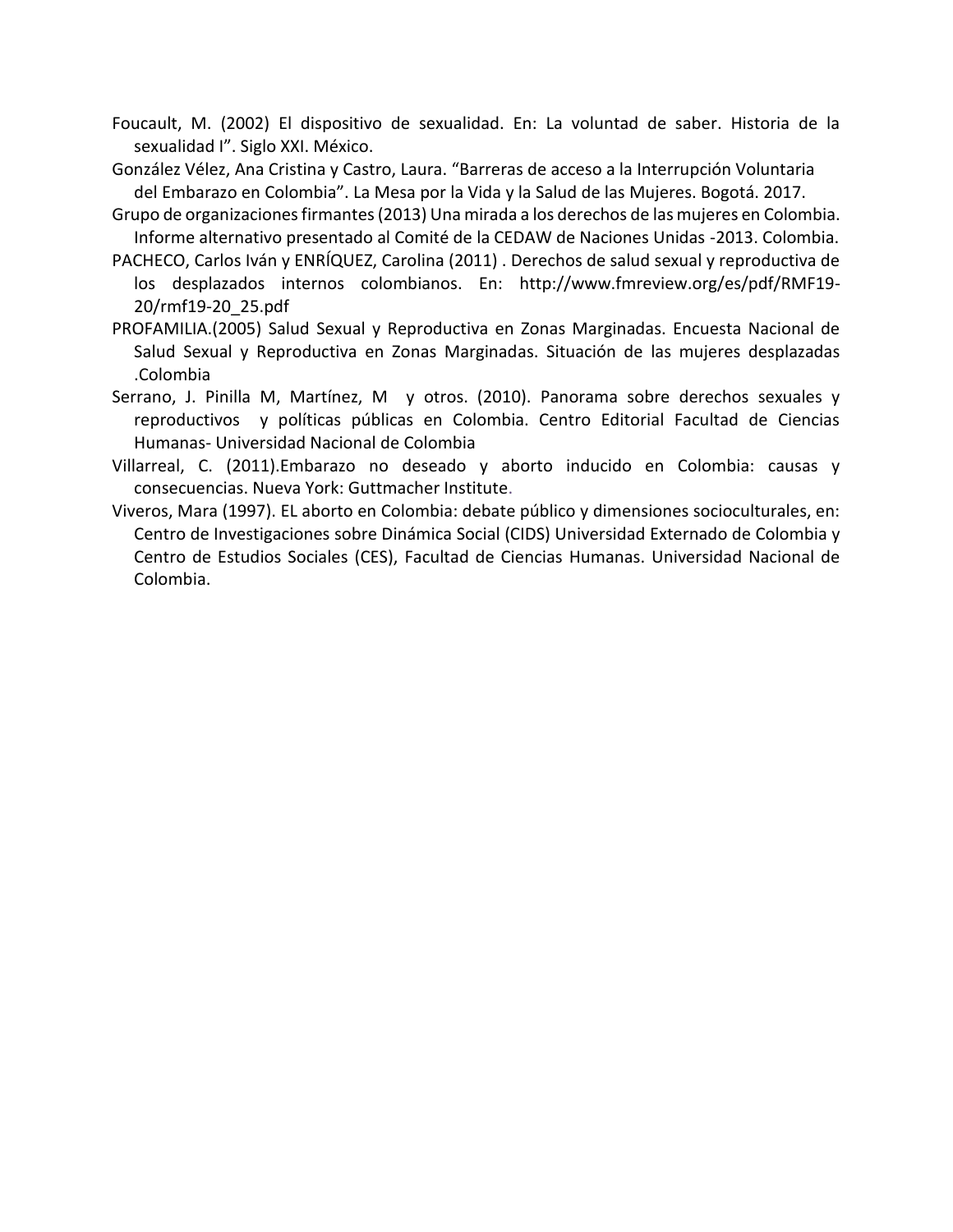Foucault, M. (2002) El dispositivo de sexualidad. En: La voluntad de saber. Historia de la sexualidad I". Siglo XXI. México.

González Vélez, Ana Cristina y Castro, Laura. "Barreras de acceso a la Interrupción Voluntaria del Embarazo en Colombia". La Mesa por la Vida y la Salud de las Mujeres. Bogotá. 2017.

Grupo de organizaciones firmantes (2013) Una mirada a los derechos de las mujeres en Colombia. Informe alternativo presentado al Comité de la CEDAW de Naciones Unidas -2013. Colombia.

PACHECO, Carlos Iván y ENRÍQUEZ, Carolina (2011) . Derechos de salud sexual y reproductiva de los desplazados internos colombianos. En: http://www.fmreview.org/es/pdf/RMF19-20/rmf19-20_25.pdf

PROFAMILIA.(2005) Salud Sexual y Reproductiva en Zonas Marginadas. Encuesta Nacional de Salud Sexual y Reproductiva en Zonas Marginadas. Situación de las mujeres desplazadas .Colombia

Serrano, J. Pinilla M, Martínez, M y otros. (2010). Panorama sobre derechos sexuales y reproductivos y políticas públicas en Colombia. Centro Editorial Facultad de Ciencias Humanas- Universidad Nacional de Colombia

Villarreal, C. (2011).Embarazo no deseado y aborto inducido en Colombia: causas y consecuencias. Nueva York: Guttmacher Institute.

Viveros, Mara (1997). EL aborto en Colombia: debate público y dimensiones socioculturales, en: Centro de Investigaciones sobre Dinámica Social (CIDS) Universidad Externado de Colombia y Centro de Estudios Sociales (CES), Facultad de Ciencias Humanas. Universidad Nacional de Colombia.